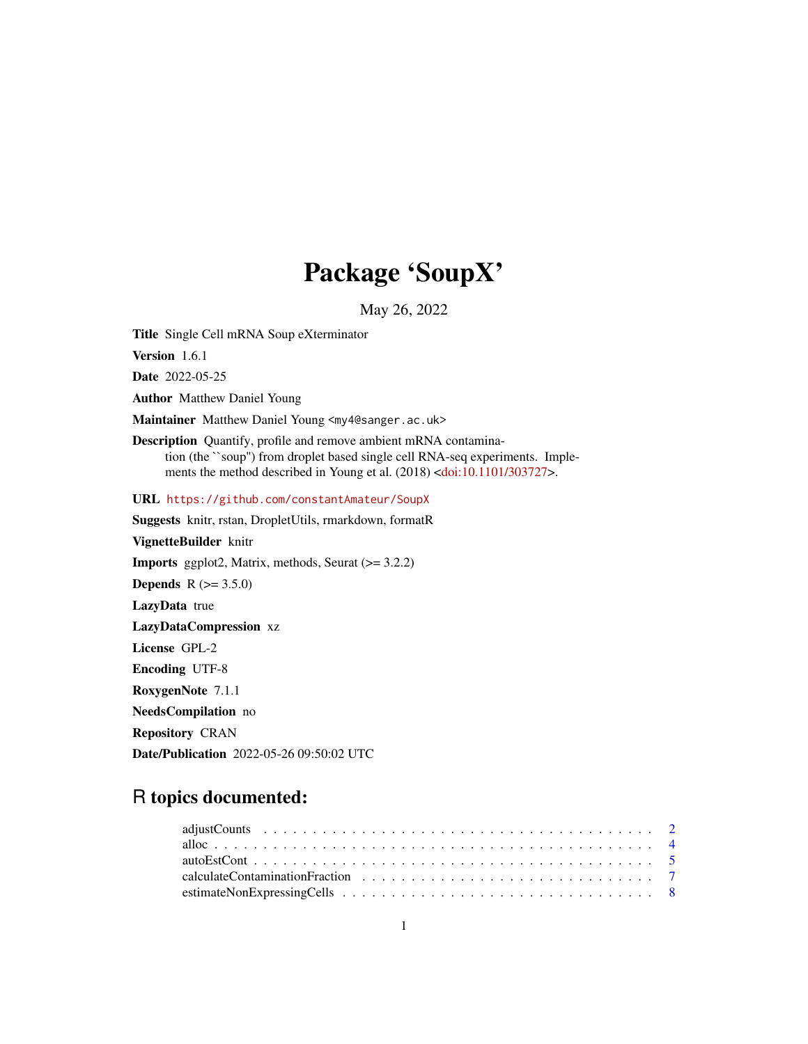# Package 'SoupX'

May 26, 2022

**Title** Single Cell mRNA Soup eXterminator

**Version** 1.6.1

**Date** 2022-05-25

**Author** Matthew Daniel Young

**Maintainer** Matthew Daniel Young <my4@sanger.ac.uk>

**Description** Quantify, profile and remove ambient mRNA contamination (the ``soup'') from droplet based single cell RNA-seq experiments. Implements the method described in Young et al. (2018) <doi:10.1101/303727>.

**URL** https://github.com/constantAmateur/SoupX

**Suggests** knitr, rstan, DropletUtils, rmarkdown, formatR

**VignetteBuilder** knitr

**Imports** ggplot2, Matrix, methods, Seurat (>= 3.2.2)

**Depends** R (>= 3.5.0)

**LazyData** true

**LazyDataCompression** xz

**License** GPL-2

**Encoding** UTF-8

**RoxygenNote** 7.1.1

**NeedsCompilation** no

**Repository** CRAN

**Date/Publication** 2022-05-26 09:50:02 UTC

## R topics documented:

adjustCounts . . . . . . . . . . . . . . . . . . . . . . . . . . . . . . . . . . . . . . . 2
alloc . . . . . . . . . . . . . . . . . . . . . . . . . . . . . . . . . . . . . . . . . . . . 4
autoEstCont . . . . . . . . . . . . . . . . . . . . . . . . . . . . . . . . . . . . . . . . 5
calculateContaminationFraction . . . . . . . . . . . . . . . . . . . . . . . . . . . . . . 7
estimateNonExpressingCells . . . . . . . . . . . . . . . . . . . . . . . . . . . . . . . . 8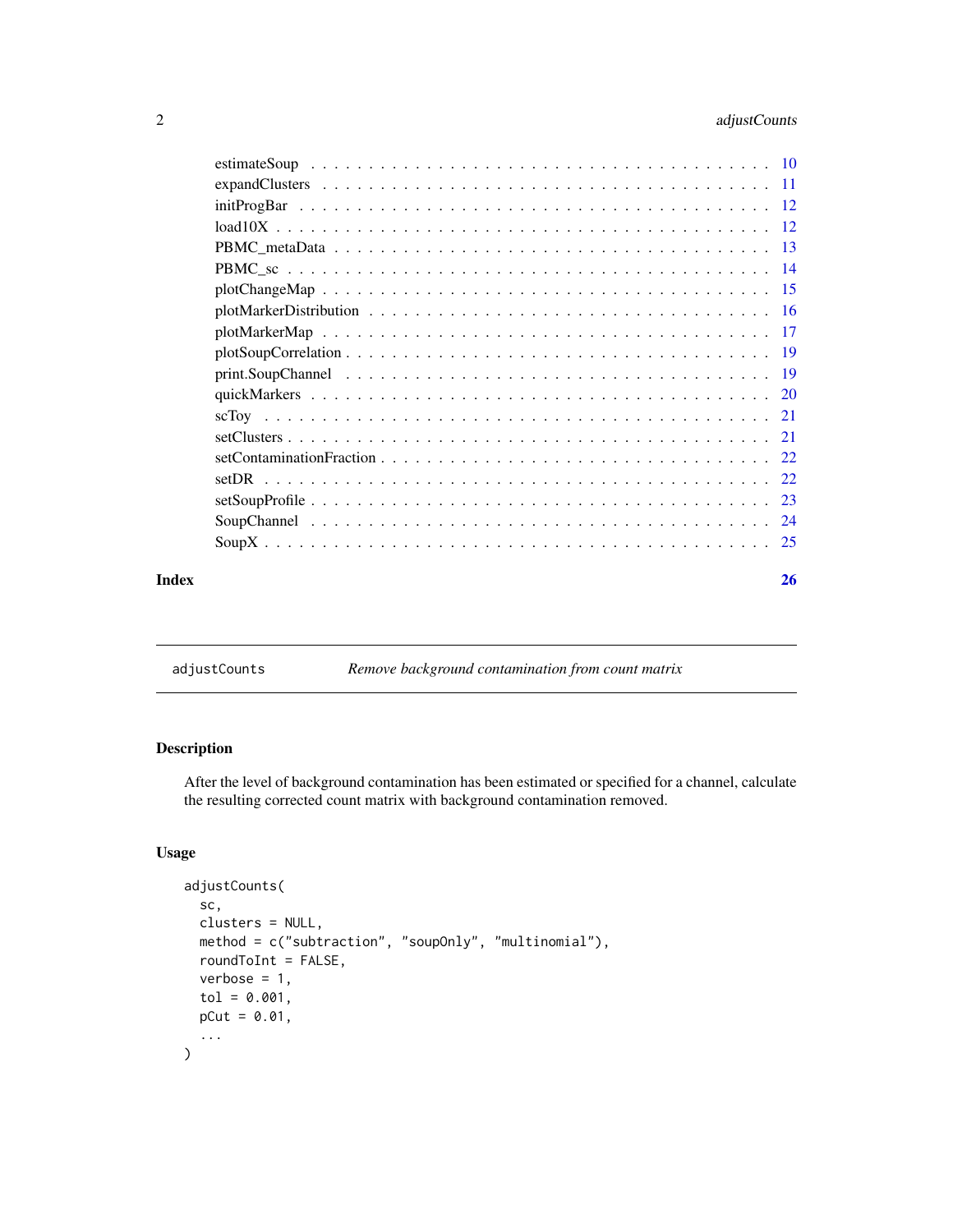| | |
|---|---|
| estimateSoup | 10 |
| expandClusters | 11 |
| initProgBar | 12 |
| load10X | 12 |
| PBMC_metaData | 13 |
| PBMC_sc | 14 |
| plotChangeMap | 15 |
| plotMarkerDistribution | 16 |
| plotMarkerMap | 17 |
| plotSoupCorrelation | 19 |
| print.SoupChannel | 19 |
| quickMarkers | 20 |
| scToy | 21 |
| setClusters | 21 |
| setContaminationFraction | 22 |
| setDR | 22 |
| setSoupProfile | 23 |
| SoupChannel | 24 |
| SoupX | 25 |

**Index** **26**

---

## adjustCounts — *Remove background contamination from count matrix*

### Description

After the level of background contamination has been estimated or specified for a channel, calculate the resulting corrected count matrix with background contamination removed.

### Usage

```
adjustCounts(
  sc,
  clusters = NULL,
  method = c("subtraction", "soupOnly", "multinomial"),
  roundToInt = FALSE,
  verbose = 1,
  tol = 0.001,
  pCut = 0.01,
  ...
)
```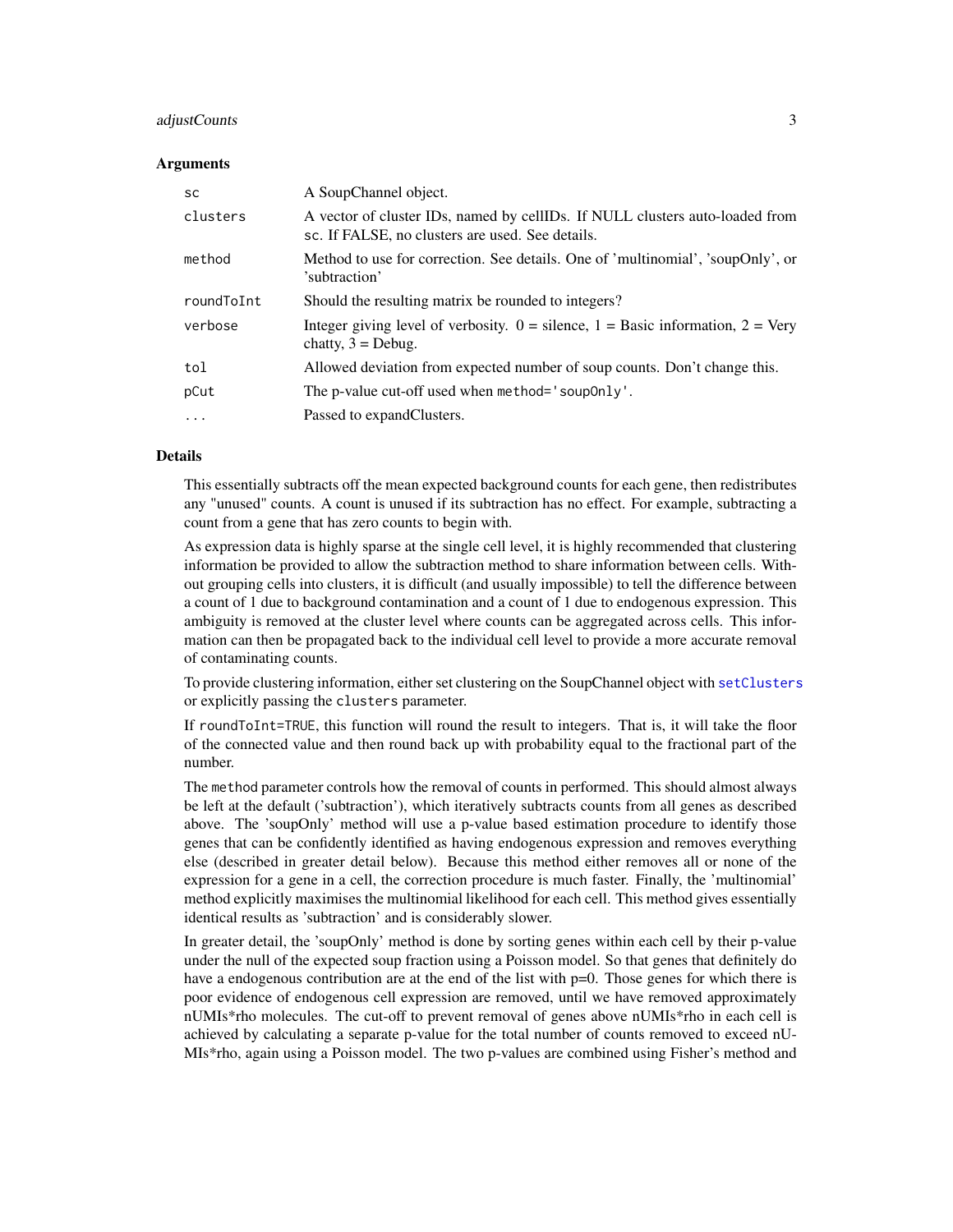### Arguments

| | |
|---|---|
| `sc` | A SoupChannel object. |
| `clusters` | A vector of cluster IDs, named by cellIDs. If NULL clusters auto-loaded from `sc`. If FALSE, no clusters are used. See details. |
| `method` | Method to use for correction. See details. One of 'multinomial', 'soupOnly', or 'subtraction' |
| `roundToInt` | Should the resulting matrix be rounded to integers? |
| `verbose` | Integer giving level of verbosity. 0 = silence, 1 = Basic information, 2 = Very chatty, 3 = Debug. |
| `tol` | Allowed deviation from expected number of soup counts. Don't change this. |
| `pCut` | The p-value cut-off used when `method='soupOnly'`. |
| `...` | Passed to expandClusters. |

### Details

This essentially subtracts off the mean expected background counts for each gene, then redistributes any "unused" counts. A count is unused if its subtraction has no effect. For example, subtracting a count from a gene that has zero counts to begin with.

As expression data is highly sparse at the single cell level, it is highly recommended that clustering information be provided to allow the subtraction method to share information between cells. Without grouping cells into clusters, it is difficult (and usually impossible) to tell the difference between a count of 1 due to background contamination and a count of 1 due to endogenous expression. This ambiguity is removed at the cluster level where counts can be aggregated across cells. This information can then be propagated back to the individual cell level to provide a more accurate removal of contaminating counts.

To provide clustering information, either set clustering on the SoupChannel object with `setClusters` or explicitly passing the `clusters` parameter.

If `roundToInt=TRUE`, this function will round the result to integers. That is, it will take the floor of the connected value and then round back up with probability equal to the fractional part of the number.

The `method` parameter controls how the removal of counts in performed. This should almost always be left at the default ('subtraction'), which iteratively subtracts counts from all genes as described above. The 'soupOnly' method will use a p-value based estimation procedure to identify those genes that can be confidently identified as having endogenous expression and removes everything else (described in greater detail below). Because this method either removes all or none of the expression for a gene in a cell, the correction procedure is much faster. Finally, the 'multinomial' method explicitly maximises the multinomial likelihood for each cell. This method gives essentially identical results as 'subtraction' and is considerably slower.

In greater detail, the 'soupOnly' method is done by sorting genes within each cell by their p-value under the null of the expected soup fraction using a Poisson model. So that genes that definitely do have a endogenous contribution are at the end of the list with p=0. Those genes for which there is poor evidence of endogenous cell expression are removed, until we have removed approximately nUMIs*rho molecules. The cut-off to prevent removal of genes above nUMIs*rho in each cell is achieved by calculating a separate p-value for the total number of counts removed to exceed nUMIs*rho, again using a Poisson model. The two p-values are combined using Fisher's method and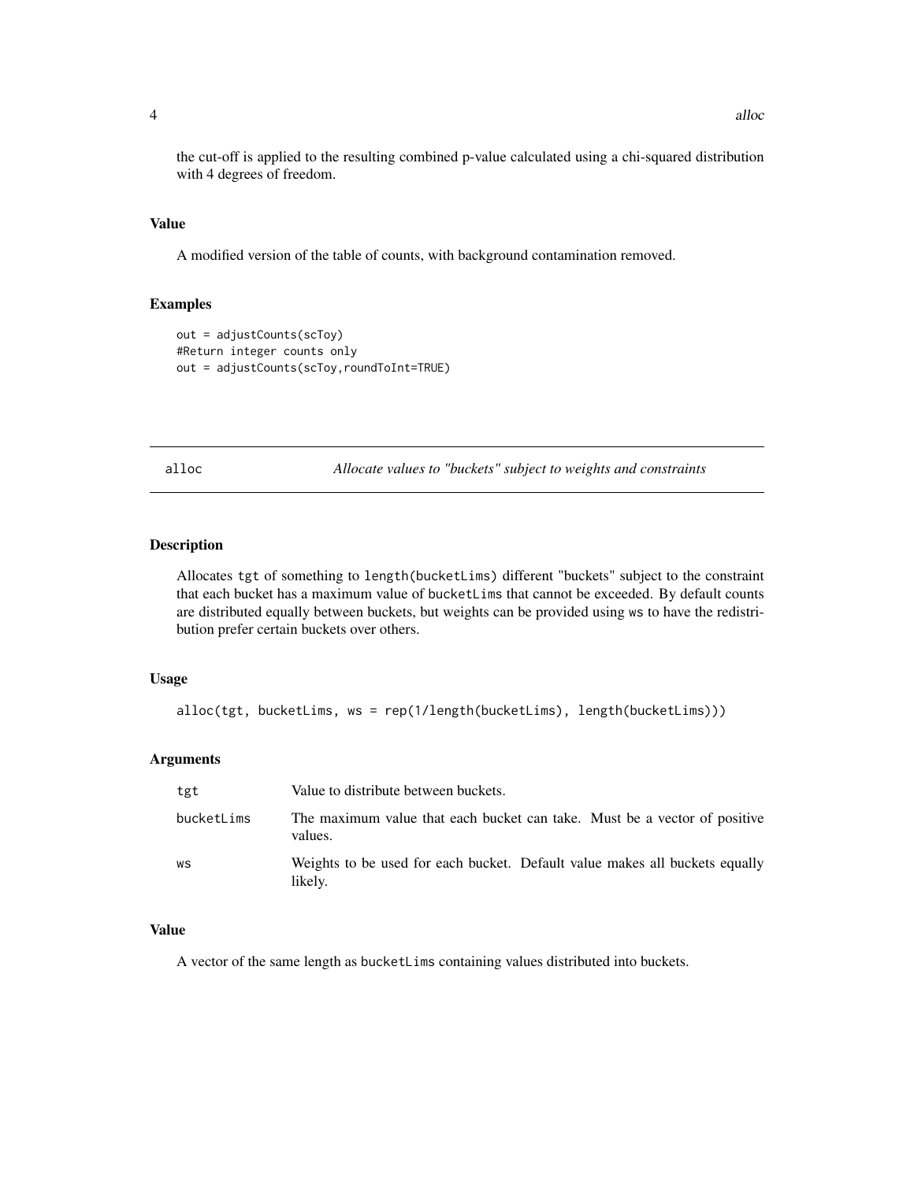the cut-off is applied to the resulting combined p-value calculated using a chi-squared distribution with 4 degrees of freedom.

### Value

A modified version of the table of counts, with background contamination removed.

### Examples

```
out = adjustCounts(scToy)
#Return integer counts only
out = adjustCounts(scToy,roundToInt=TRUE)
```

---

## alloc — *Allocate values to "buckets" subject to weights and constraints*

---

### Description

Allocates `tgt` of something to `length(bucketLims)` different "buckets" subject to the constraint that each bucket has a maximum value of `bucketLims` that cannot be exceeded. By default counts are distributed equally between buckets, but weights can be provided using `ws` to have the redistribution prefer certain buckets over others.

### Usage

```
alloc(tgt, bucketLims, ws = rep(1/length(bucketLims), length(bucketLims)))
```

### Arguments

| | |
|---|---|
| `tgt` | Value to distribute between buckets. |
| `bucketLims` | The maximum value that each bucket can take. Must be a vector of positive values. |
| `ws` | Weights to be used for each bucket. Default value makes all buckets equally likely. |

### Value

A vector of the same length as `bucketLims` containing values distributed into buckets.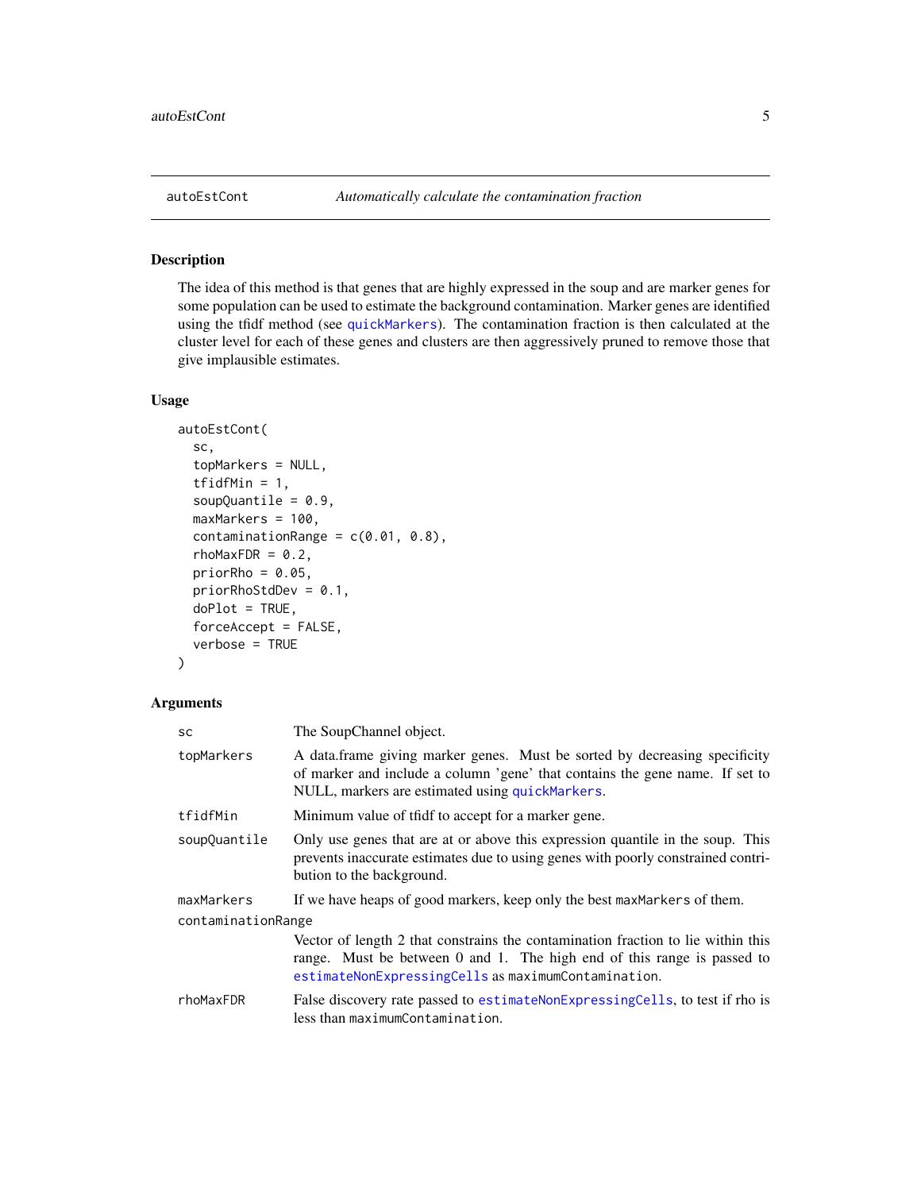## autoEstCont — *Automatically calculate the contamination fraction*

### Description

The idea of this method is that genes that are highly expressed in the soup and are marker genes for some population can be used to estimate the background contamination. Marker genes are identified using the tfidf method (see quickMarkers). The contamination fraction is then calculated at the cluster level for each of these genes and clusters are then aggressively pruned to remove those that give implausible estimates.

### Usage

```
autoEstCont(
  sc,
  topMarkers = NULL,
  tfidfMin = 1,
  soupQuantile = 0.9,
  maxMarkers = 100,
  contaminationRange = c(0.01, 0.8),
  rhoMaxFDR = 0.2,
  priorRho = 0.05,
  priorRhoStdDev = 0.1,
  doPlot = TRUE,
  forceAccept = FALSE,
  verbose = TRUE
)
```

### Arguments

| Argument | Description |
|---|---|
| `sc` | The SoupChannel object. |
| `topMarkers` | A data.frame giving marker genes. Must be sorted by decreasing specificity of marker and include a column 'gene' that contains the gene name. If set to NULL, markers are estimated using quickMarkers. |
| `tfidfMin` | Minimum value of tfidf to accept for a marker gene. |
| `soupQuantile` | Only use genes that are at or above this expression quantile in the soup. This prevents inaccurate estimates due to using genes with poorly constrained contribution to the background. |
| `maxMarkers` | If we have heaps of good markers, keep only the best `maxMarkers` of them. |
| `contaminationRange` | Vector of length 2 that constrains the contamination fraction to lie within this range. Must be between 0 and 1. The high end of this range is passed to estimateNonExpressingCells as `maximumContamination`. |
| `rhoMaxFDR` | False discovery rate passed to estimateNonExpressingCells, to test if rho is less than `maximumContamination`. |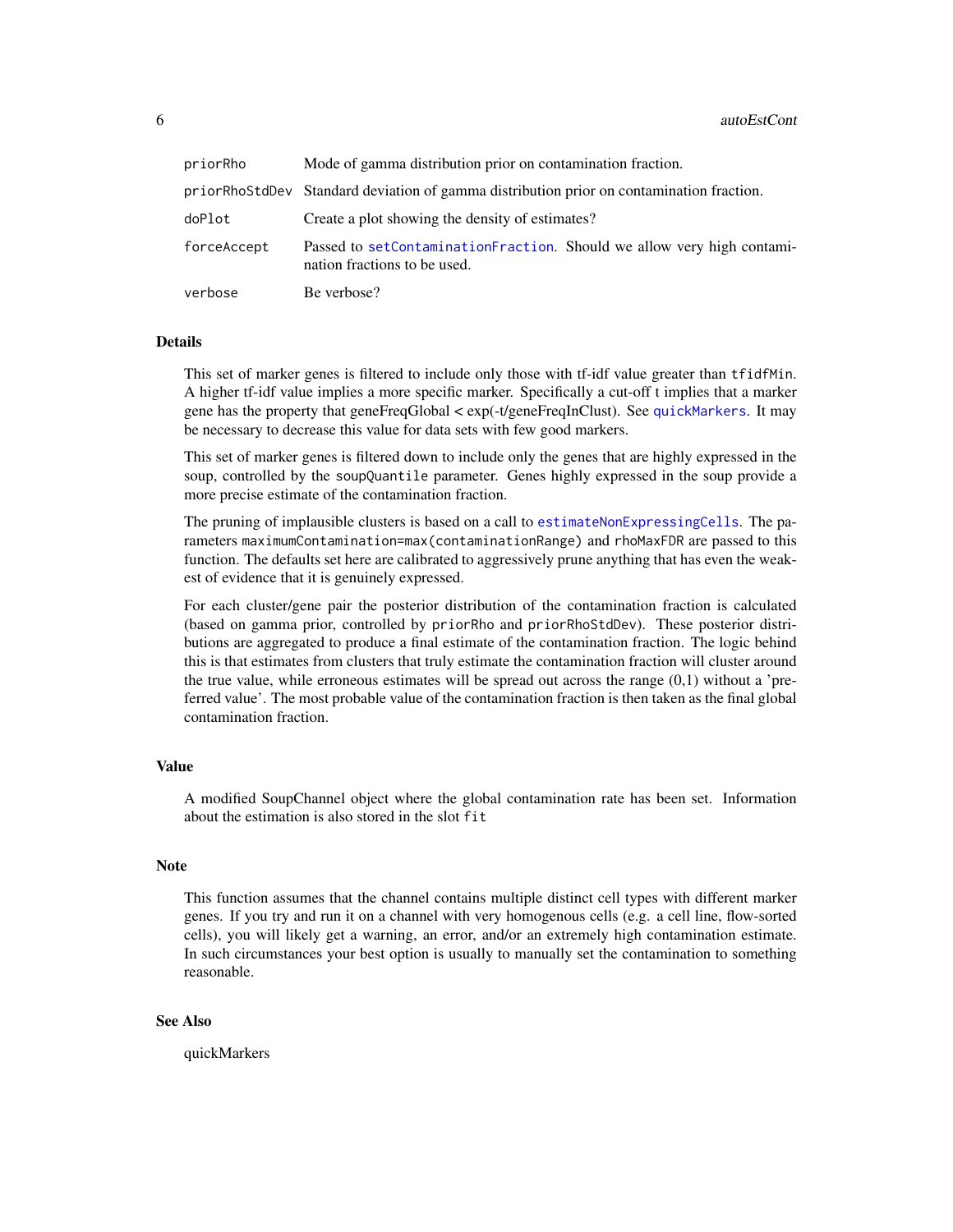| | |
|---|---|
| priorRho | Mode of gamma distribution prior on contamination fraction. |
| priorRhoStdDev | Standard deviation of gamma distribution prior on contamination fraction. |
| doPlot | Create a plot showing the density of estimates? |
| forceAccept | Passed to setContaminationFraction. Should we allow very high contamination fractions to be used. |
| verbose | Be verbose? |

## Details

This set of marker genes is filtered to include only those with tf-idf value greater than tfidfMin. A higher tf-idf value implies a more specific marker. Specifically a cut-off t implies that a marker gene has the property that geneFreqGlobal < exp(-t/geneFreqInClust). See quickMarkers. It may be necessary to decrease this value for data sets with few good markers.

This set of marker genes is filtered down to include only the genes that are highly expressed in the soup, controlled by the soupQuantile parameter. Genes highly expressed in the soup provide a more precise estimate of the contamination fraction.

The pruning of implausible clusters is based on a call to estimateNonExpressingCells. The parameters maximumContamination=max(contaminationRange) and rhoMaxFDR are passed to this function. The defaults set here are calibrated to aggressively prune anything that has even the weakest of evidence that it is genuinely expressed.

For each cluster/gene pair the posterior distribution of the contamination fraction is calculated (based on gamma prior, controlled by priorRho and priorRhoStdDev). These posterior distributions are aggregated to produce a final estimate of the contamination fraction. The logic behind this is that estimates from clusters that truly estimate the contamination fraction will cluster around the true value, while erroneous estimates will be spread out across the range (0,1) without a 'preferred value'. The most probable value of the contamination fraction is then taken as the final global contamination fraction.

## Value

A modified SoupChannel object where the global contamination rate has been set. Information about the estimation is also stored in the slot fit

## Note

This function assumes that the channel contains multiple distinct cell types with different marker genes. If you try and run it on a channel with very homogenous cells (e.g. a cell line, flow-sorted cells), you will likely get a warning, an error, and/or an extremely high contamination estimate. In such circumstances your best option is usually to manually set the contamination to something reasonable.

## See Also

quickMarkers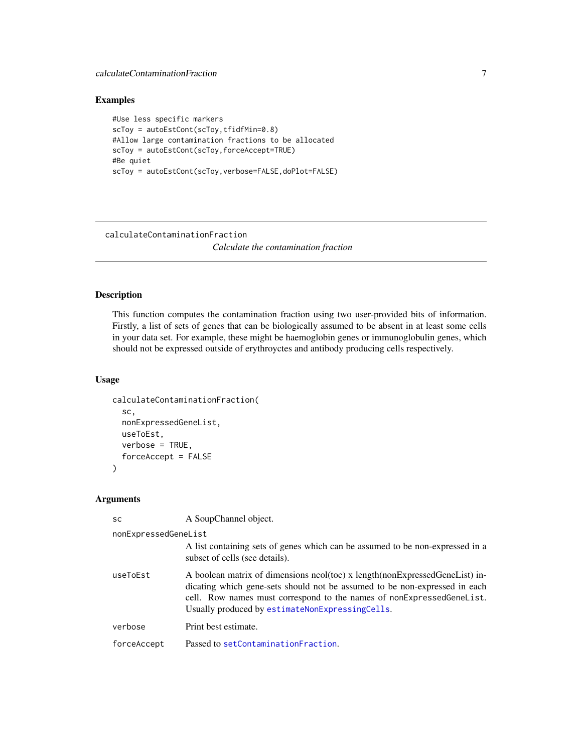## Examples

```
#Use less specific markers
scToy = autoEstCont(scToy,tfidfMin=0.8)
#Allow large contamination fractions to be allocated
scToy = autoEstCont(scToy,forceAccept=TRUE)
#Be quiet
scToy = autoEstCont(scToy,verbose=FALSE,doPlot=FALSE)
```

---

`calculateContaminationFraction` *Calculate the contamination fraction*

---

## Description

This function computes the contamination fraction using two user-provided bits of information. Firstly, a list of sets of genes that can be biologically assumed to be absent in at least some cells in your data set. For example, these might be haemoglobin genes or immunoglobulin genes, which should not be expressed outside of erythroyctes and antibody producing cells respectively.

## Usage

```
calculateContaminationFraction(
  sc,
  nonExpressedGeneList,
  useToEst,
  verbose = TRUE,
  forceAccept = FALSE
)
```

## Arguments

| | |
|---|---|
| `sc` | A SoupChannel object. |
| `nonExpressedGeneList` | A list containing sets of genes which can be assumed to be non-expressed in a subset of cells (see details). |
| `useToEst` | A boolean matrix of dimensions ncol(toc) x length(nonExpressedGeneList) indicating which gene-sets should not be assumed to be non-expressed in each cell. Row names must correspond to the names of `nonExpressedGeneList`. Usually produced by `estimateNonExpressingCells`. |
| `verbose` | Print best estimate. |
| `forceAccept` | Passed to `setContaminationFraction`. |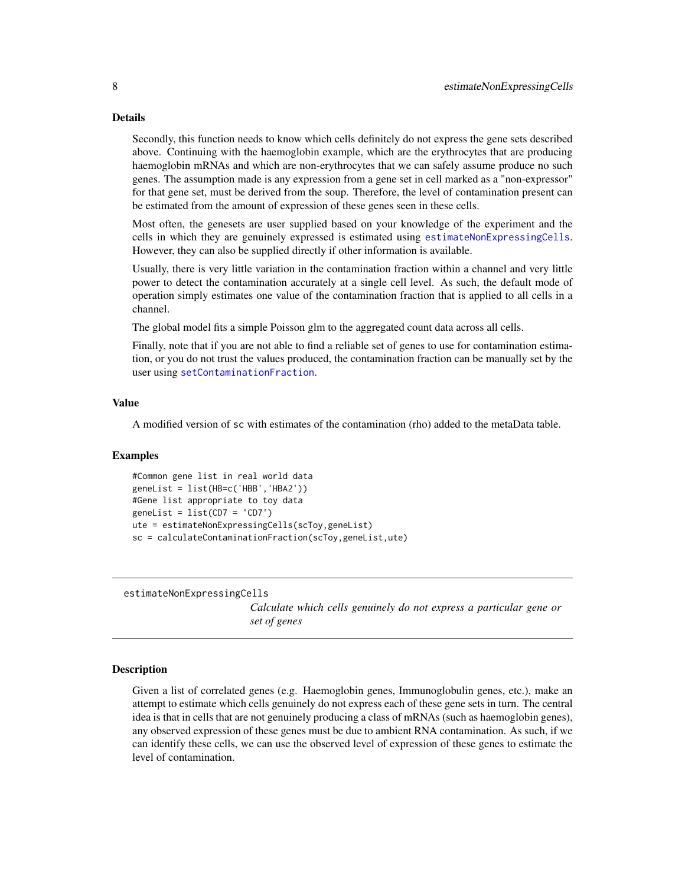### Details

Secondly, this function needs to know which cells definitely do not express the gene sets described above. Continuing with the haemoglobin example, which are the erythrocytes that are producing haemoglobin mRNAs and which are non-erythrocytes that we can safely assume produce no such genes. The assumption made is any expression from a gene set in cell marked as a "non-expressor" for that gene set, must be derived from the soup. Therefore, the level of contamination present can be estimated from the amount of expression of these genes seen in these cells.

Most often, the genesets are user supplied based on your knowledge of the experiment and the cells in which they are genuinely expressed is estimated using `estimateNonExpressingCells`. However, they can also be supplied directly if other information is available.

Usually, there is very little variation in the contamination fraction within a channel and very little power to detect the contamination accurately at a single cell level. As such, the default mode of operation simply estimates one value of the contamination fraction that is applied to all cells in a channel.

The global model fits a simple Poisson glm to the aggregated count data across all cells.

Finally, note that if you are not able to find a reliable set of genes to use for contamination estimation, or you do not trust the values produced, the contamination fraction can be manually set by the user using `setContaminationFraction`.

### Value

A modified version of `sc` with estimates of the contamination (rho) added to the metaData table.

### Examples

```
#Common gene list in real world data
geneList = list(HB=c('HBB','HBA2'))
#Gene list appropriate to toy data
geneList = list(CD7 = 'CD7')
ute = estimateNonExpressingCells(scToy,geneList)
sc = calculateContaminationFraction(scToy,geneList,ute)
```

---

## estimateNonExpressingCells

*Calculate which cells genuinely do not express a particular gene or set of genes*

---

### Description

Given a list of correlated genes (e.g. Haemoglobin genes, Immunoglobulin genes, etc.), make an attempt to estimate which cells genuinely do not express each of these gene sets in turn. The central idea is that in cells that are not genuinely producing a class of mRNAs (such as haemoglobin genes), any observed expression of these genes must be due to ambient RNA contamination. As such, if we can identify these cells, we can use the observed level of expression of these genes to estimate the level of contamination.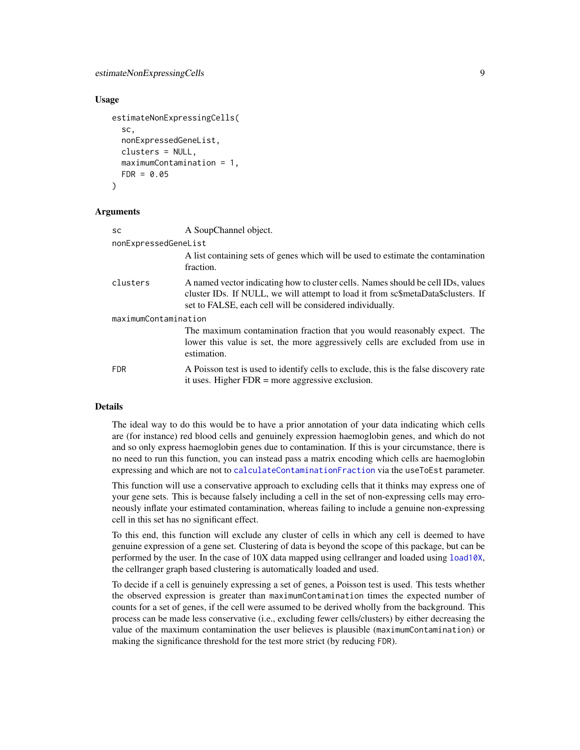### Usage

```
estimateNonExpressingCells(
  sc,
  nonExpressedGeneList,
  clusters = NULL,
  maximumContamination = 1,
  FDR = 0.05
)
```

### Arguments

| | |
|---|---|
| sc | A SoupChannel object. |
| nonExpressedGeneList | A list containing sets of genes which will be used to estimate the contamination fraction. |
| clusters | A named vector indicating how to cluster cells. Names should be cell IDs, values cluster IDs. If NULL, we will attempt to load it from sc$metaData$clusters. If set to FALSE, each cell will be considered individually. |
| maximumContamination | The maximum contamination fraction that you would reasonably expect. The lower this value is set, the more aggressively cells are excluded from use in estimation. |
| FDR | A Poisson test is used to identify cells to exclude, this is the false discovery rate it uses. Higher FDR = more aggressive exclusion. |

### Details

The ideal way to do this would be to have a prior annotation of your data indicating which cells are (for instance) red blood cells and genuinely expression haemoglobin genes, and which do not and so only express haemoglobin genes due to contamination. If this is your circumstance, there is no need to run this function, you can instead pass a matrix encoding which cells are haemoglobin expressing and which are not to `calculateContaminationFraction` via the `useToEst` parameter.

This function will use a conservative approach to excluding cells that it thinks may express one of your gene sets. This is because falsely including a cell in the set of non-expressing cells may erroneously inflate your estimated contamination, whereas failing to include a genuine non-expressing cell in this set has no significant effect.

To this end, this function will exclude any cluster of cells in which any cell is deemed to have genuine expression of a gene set. Clustering of data is beyond the scope of this package, but can be performed by the user. In the case of 10X data mapped using cellranger and loaded using `load10X`, the cellranger graph based clustering is automatically loaded and used.

To decide if a cell is genuinely expressing a set of genes, a Poisson test is used. This tests whether the observed expression is greater than `maximumContamination` times the expected number of counts for a set of genes, if the cell were assumed to be derived wholly from the background. This process can be made less conservative (i.e., excluding fewer cells/clusters) by either decreasing the value of the maximum contamination the user believes is plausible (`maximumContamination`) or making the significance threshold for the test more strict (by reducing `FDR`).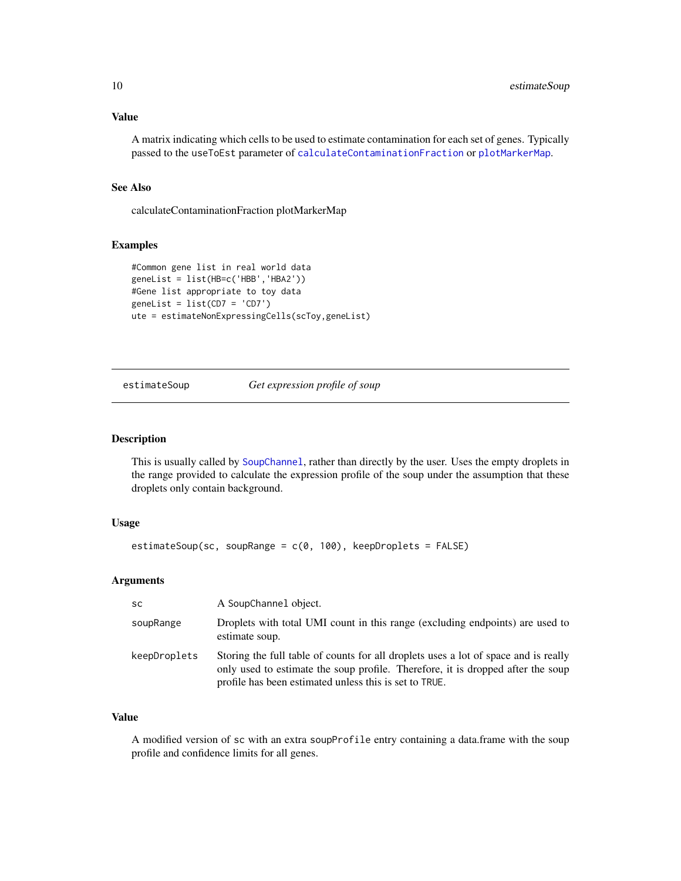### Value

A matrix indicating which cells to be used to estimate contamination for each set of genes. Typically passed to the `useToEst` parameter of `calculateContaminationFraction` or `plotMarkerMap`.

### See Also

calculateContaminationFraction plotMarkerMap

### Examples

```
#Common gene list in real world data
geneList = list(HB=c('HBB','HBA2'))
#Gene list appropriate to toy data
geneList = list(CD7 = 'CD7')
ute = estimateNonExpressingCells(scToy,geneList)
```

---

## estimateSoup *Get expression profile of soup*

### Description

This is usually called by `SoupChannel`, rather than directly by the user. Uses the empty droplets in the range provided to calculate the expression profile of the soup under the assumption that these droplets only contain background.

### Usage

```
estimateSoup(sc, soupRange = c(0, 100), keepDroplets = FALSE)
```

### Arguments

| | |
|---|---|
| `sc` | A `SoupChannel` object. |
| `soupRange` | Droplets with total UMI count in this range (excluding endpoints) are used to estimate soup. |
| `keepDroplets` | Storing the full table of counts for all droplets uses a lot of space and is really only used to estimate the soup profile. Therefore, it is dropped after the soup profile has been estimated unless this is set to `TRUE`. |

### Value

A modified version of `sc` with an extra `soupProfile` entry containing a data.frame with the soup profile and confidence limits for all genes.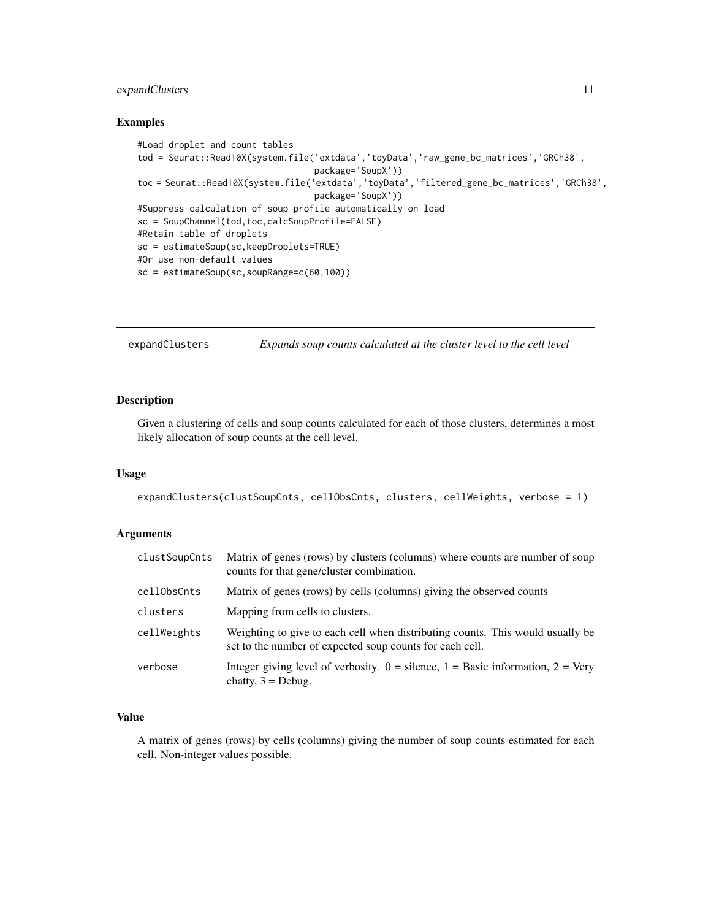## Examples

```
#Load droplet and count tables
tod = Seurat::Read10X(system.file('extdata','toyData','raw_gene_bc_matrices','GRCh38',
                                  package='SoupX'))
toc = Seurat::Read10X(system.file('extdata','toyData','filtered_gene_bc_matrices','GRCh38',
                                  package='SoupX'))
#Suppress calculation of soup profile automatically on load
sc = SoupChannel(tod,toc,calcSoupProfile=FALSE)
#Retain table of droplets
sc = estimateSoup(sc,keepDroplets=TRUE)
#Or use non-default values
sc = estimateSoup(sc,soupRange=c(60,100))
```

---

# expandClusters — *Expands soup counts calculated at the cluster level to the cell level*

---

## Description

Given a clustering of cells and soup counts calculated for each of those clusters, determines a most likely allocation of soup counts at the cell level.

## Usage

```
expandClusters(clustSoupCnts, cellObsCnts, clusters, cellWeights, verbose = 1)
```

## Arguments

| | |
|---|---|
| `clustSoupCnts` | Matrix of genes (rows) by clusters (columns) where counts are number of soup counts for that gene/cluster combination. |
| `cellObsCnts` | Matrix of genes (rows) by cells (columns) giving the observed counts |
| `clusters` | Mapping from cells to clusters. |
| `cellWeights` | Weighting to give to each cell when distributing counts. This would usually be set to the number of expected soup counts for each cell. |
| `verbose` | Integer giving level of verbosity. 0 = silence, 1 = Basic information, 2 = Very chatty, 3 = Debug. |

## Value

A matrix of genes (rows) by cells (columns) giving the number of soup counts estimated for each cell. Non-integer values possible.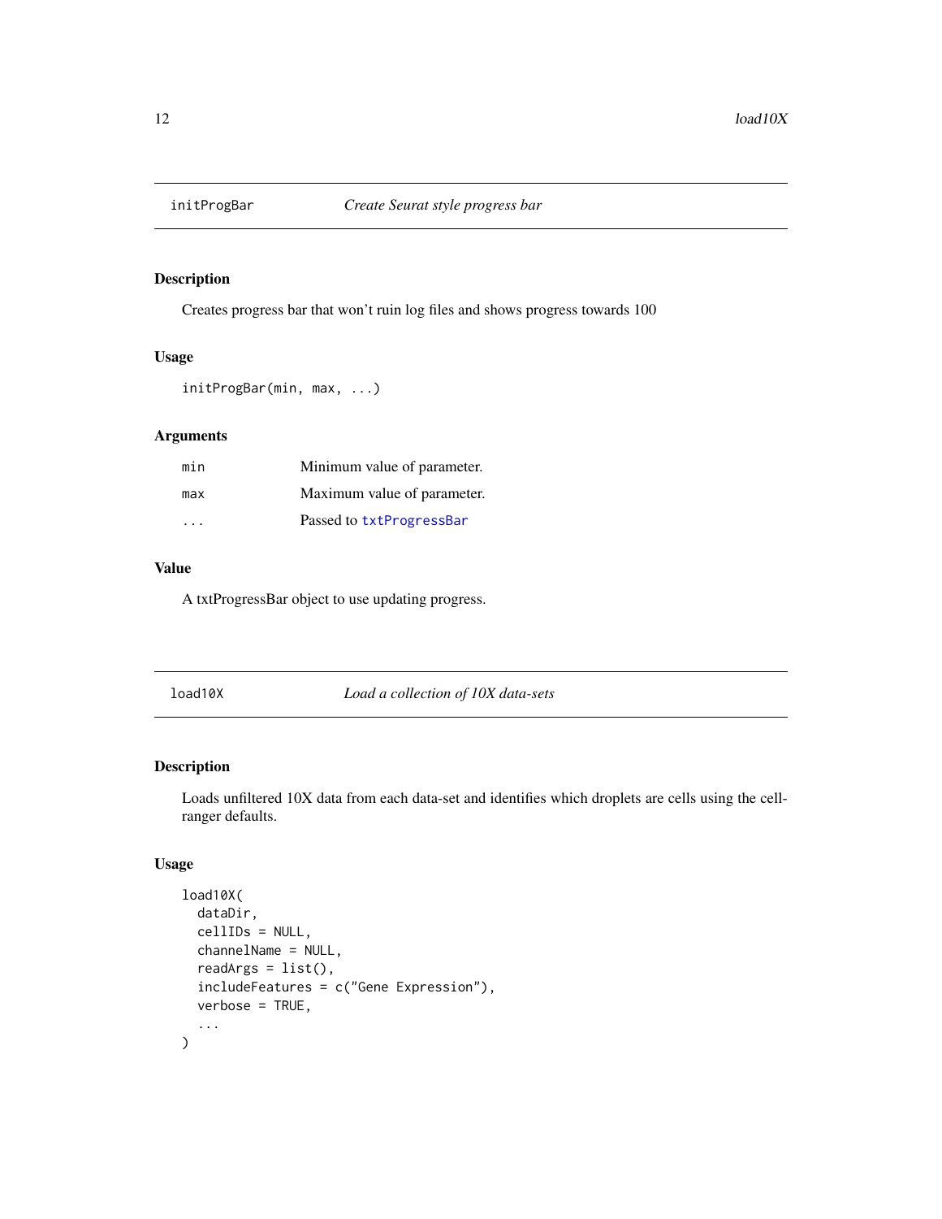## initProgBar *Create Seurat style progress bar*

### Description

Creates progress bar that won't ruin log files and shows progress towards 100

### Usage

```
initProgBar(min, max, ...)
```

### Arguments

| | |
|---|---|
| `min` | Minimum value of parameter. |
| `max` | Maximum value of parameter. |
| `...` | Passed to `txtProgressBar` |

### Value

A txtProgressBar object to use updating progress.

## load10X *Load a collection of 10X data-sets*

### Description

Loads unfiltered 10X data from each data-set and identifies which droplets are cells using the cellranger defaults.

### Usage

```
load10X(
  dataDir,
  cellIDs = NULL,
  channelName = NULL,
  readArgs = list(),
  includeFeatures = c("Gene Expression"),
  verbose = TRUE,
  ...
)
```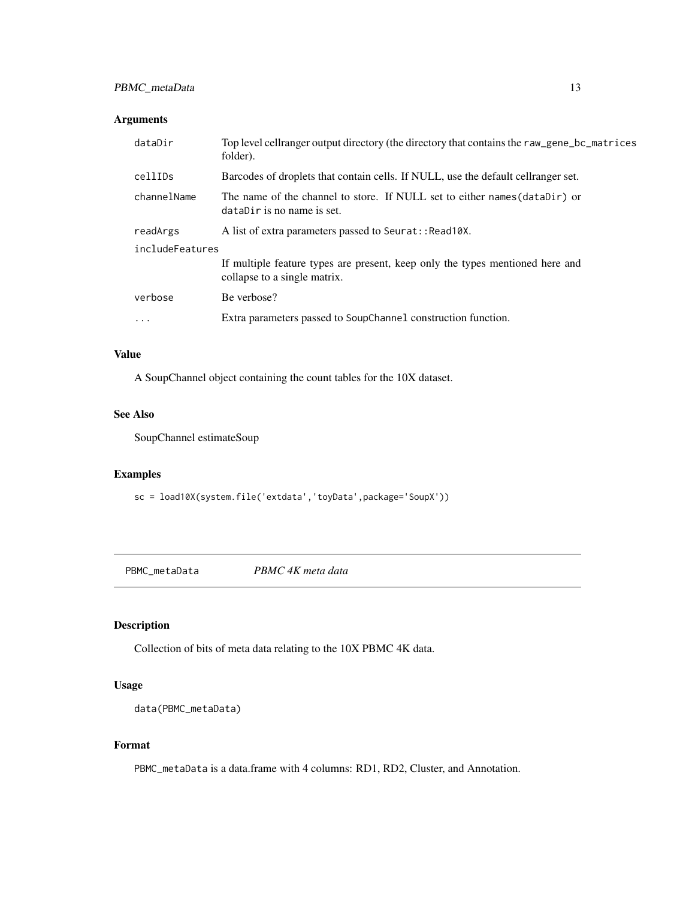## Arguments

| | |
|---|---|
| dataDir | Top level cellranger output directory (the directory that contains the raw_gene_bc_matrices folder). |
| cellIDs | Barcodes of droplets that contain cells. If NULL, use the default cellranger set. |
| channelName | The name of the channel to store. If NULL set to either names(dataDir) or dataDir is no name is set. |
| readArgs | A list of extra parameters passed to Seurat::Read10X. |
| includeFeatures | If multiple feature types are present, keep only the types mentioned here and collapse to a single matrix. |
| verbose | Be verbose? |
| ... | Extra parameters passed to SoupChannel construction function. |

## Value

A SoupChannel object containing the count tables for the 10X dataset.

## See Also

SoupChannel estimateSoup

## Examples

```
sc = load10X(system.file('extdata','toyData',package='SoupX'))
```

---

# PBMC_metaData &nbsp;&nbsp;&nbsp; *PBMC 4K meta data*

---

## Description

Collection of bits of meta data relating to the 10X PBMC 4K data.

## Usage

```
data(PBMC_metaData)
```

## Format

PBMC_metaData is a data.frame with 4 columns: RD1, RD2, Cluster, and Annotation.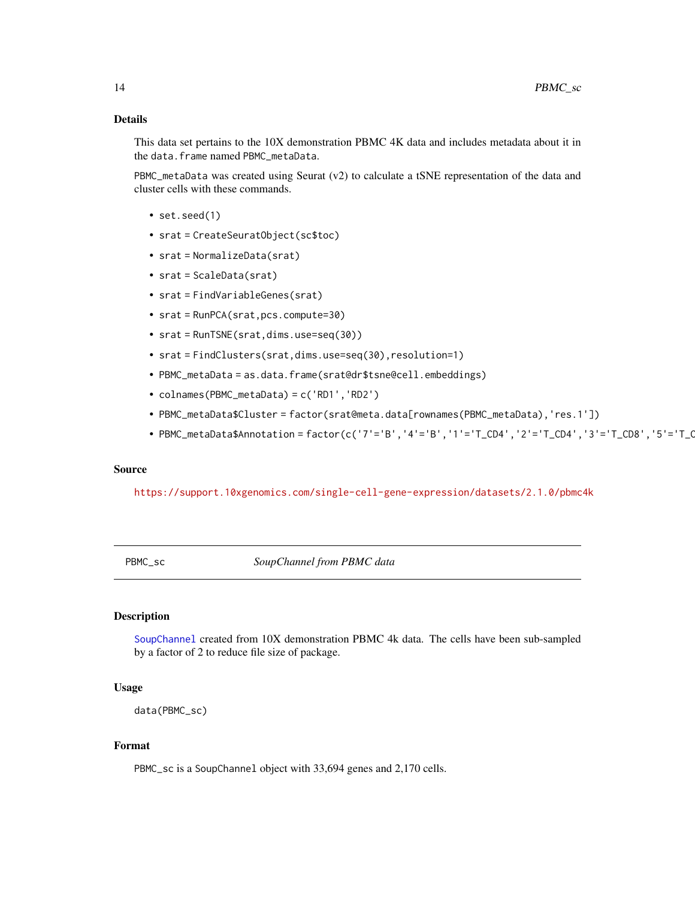### Details

This data set pertains to the 10X demonstration PBMC 4K data and includes metadata about it in the `data.frame` named `PBMC_metaData`.

`PBMC_metaData` was created using Seurat (v2) to calculate a tSNE representation of the data and cluster cells with these commands.

- `set.seed(1)`
- `srat = CreateSeuratObject(sc$toc)`
- `srat = NormalizeData(srat)`
- `srat = ScaleData(srat)`
- `srat = FindVariableGenes(srat)`
- `srat = RunPCA(srat,pcs.compute=30)`
- `srat = RunTSNE(srat,dims.use=seq(30))`
- `srat = FindClusters(srat,dims.use=seq(30),resolution=1)`
- `PBMC_metaData = as.data.frame(srat@dr$tsne@cell.embeddings)`
- `colnames(PBMC_metaData) = c('RD1','RD2')`
- `PBMC_metaData$Cluster = factor(srat@meta.data[rownames(PBMC_metaData),'res.1'])`
- `PBMC_metaData$Annotation = factor(c('7'='B','4'='B','1'='T_CD4','2'='T_CD4','3'='T_CD8','5'='T_C`

### Source

https://support.10xgenomics.com/single-cell-gene-expression/datasets/2.1.0/pbmc4k

---

## PBMC_sc — *SoupChannel from PBMC data*

### Description

`SoupChannel` created from 10X demonstration PBMC 4k data. The cells have been sub-sampled by a factor of 2 to reduce file size of package.

### Usage

```
data(PBMC_sc)
```

### Format

`PBMC_sc` is a `SoupChannel` object with 33,694 genes and 2,170 cells.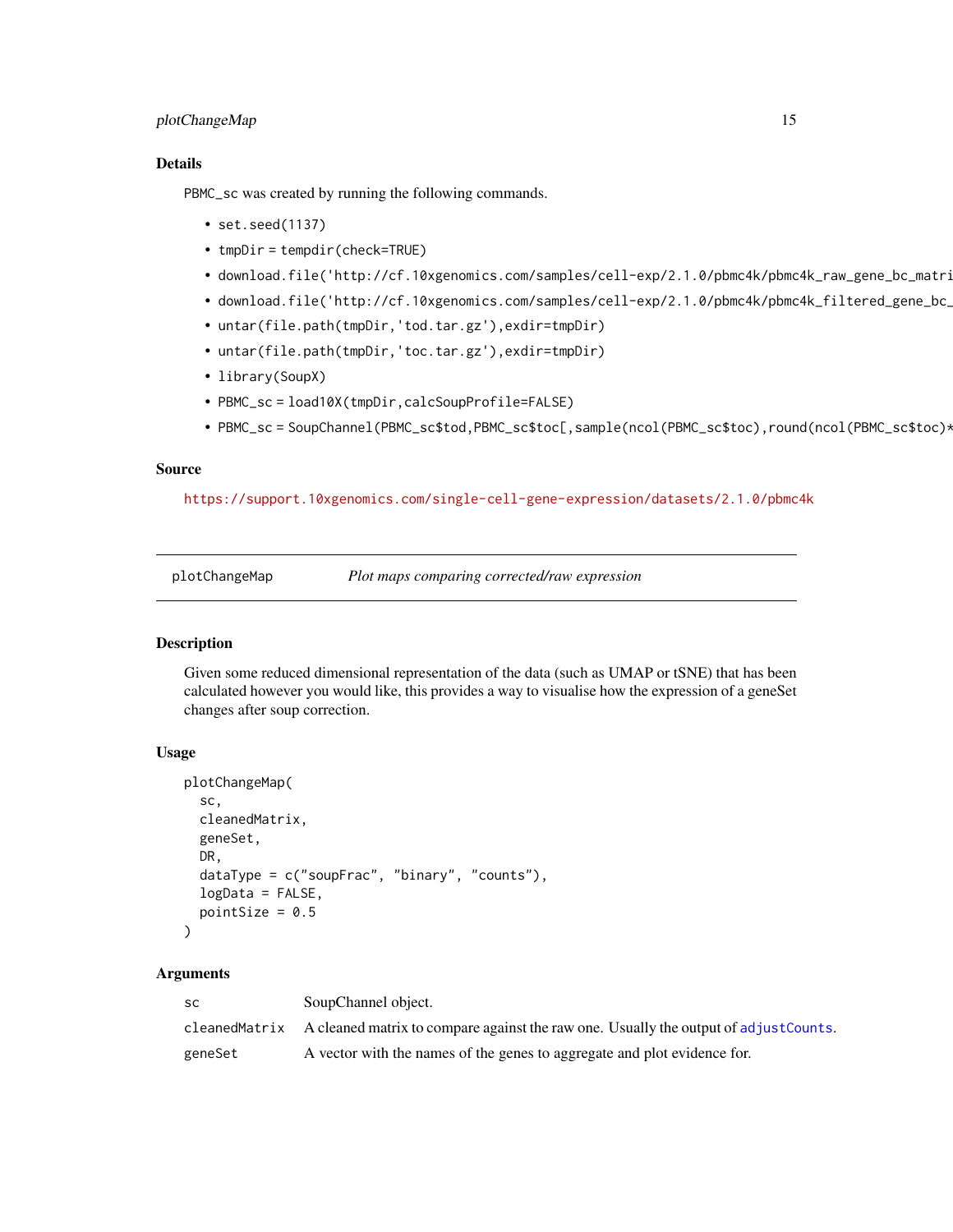### Details

PBMC_sc was created by running the following commands.

- set.seed(1137)
- tmpDir = tempdir(check=TRUE)
- download.file('http://cf.10xgenomics.com/samples/cell-exp/2.1.0/pbmc4k/pbmc4k_raw_gene_bc_matri
- download.file('http://cf.10xgenomics.com/samples/cell-exp/2.1.0/pbmc4k/pbmc4k_filtered_gene_bc_
- untar(file.path(tmpDir,'tod.tar.gz'),exdir=tmpDir)
- untar(file.path(tmpDir,'toc.tar.gz'),exdir=tmpDir)
- library(SoupX)
- PBMC_sc = load10X(tmpDir,calcSoupProfile=FALSE)
- PBMC_sc = SoupChannel(PBMC_sc$tod,PBMC_sc$toc[,sample(ncol(PBMC_sc$toc),round(ncol(PBMC_sc$toc)*

### Source

https://support.10xgenomics.com/single-cell-gene-expression/datasets/2.1.0/pbmc4k

---

## plotChangeMap — *Plot maps comparing corrected/raw expression*

### Description

Given some reduced dimensional representation of the data (such as UMAP or tSNE) that has been calculated however you would like, this provides a way to visualise how the expression of a geneSet changes after soup correction.

### Usage

```
plotChangeMap(
  sc,
  cleanedMatrix,
  geneSet,
  DR,
  dataType = c("soupFrac", "binary", "counts"),
  logData = FALSE,
  pointSize = 0.5
)
```

### Arguments

| | |
|---|---|
| sc | SoupChannel object. |
| cleanedMatrix | A cleaned matrix to compare against the raw one. Usually the output of adjustCounts. |
| geneSet | A vector with the names of the genes to aggregate and plot evidence for. |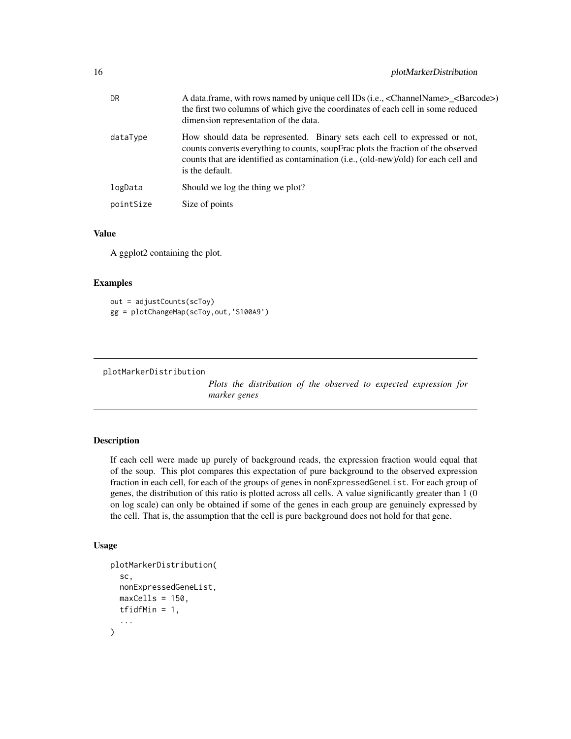| | |
|---|---|
| DR | A data.frame, with rows named by unique cell IDs (i.e., <ChannelName>_<Barcode>) the first two columns of which give the coordinates of each cell in some reduced dimension representation of the data. |
| dataType | How should data be represented. Binary sets each cell to expressed or not, counts converts everything to counts, soupFrac plots the fraction of the observed counts that are identified as contamination (i.e., (old-new)/old) for each cell and is the default. |
| logData | Should we log the thing we plot? |
| pointSize | Size of points |

### Value

A ggplot2 containing the plot.

### Examples

```
out = adjustCounts(scToy)
gg = plotChangeMap(scToy,out,'S100A9')
```

---

## plotMarkerDistribution

*Plots the distribution of the observed to expected expression for marker genes*

---

### Description

If each cell were made up purely of background reads, the expression fraction would equal that of the soup. This plot compares this expectation of pure background to the observed expression fraction in each cell, for each of the groups of genes in nonExpressedGeneList. For each group of genes, the distribution of this ratio is plotted across all cells. A value significantly greater than 1 (0 on log scale) can only be obtained if some of the genes in each group are genuinely expressed by the cell. That is, the assumption that the cell is pure background does not hold for that gene.

### Usage

```
plotMarkerDistribution(
  sc,
  nonExpressedGeneList,
  maxCells = 150,
  tfidfMin = 1,
  ...
)
```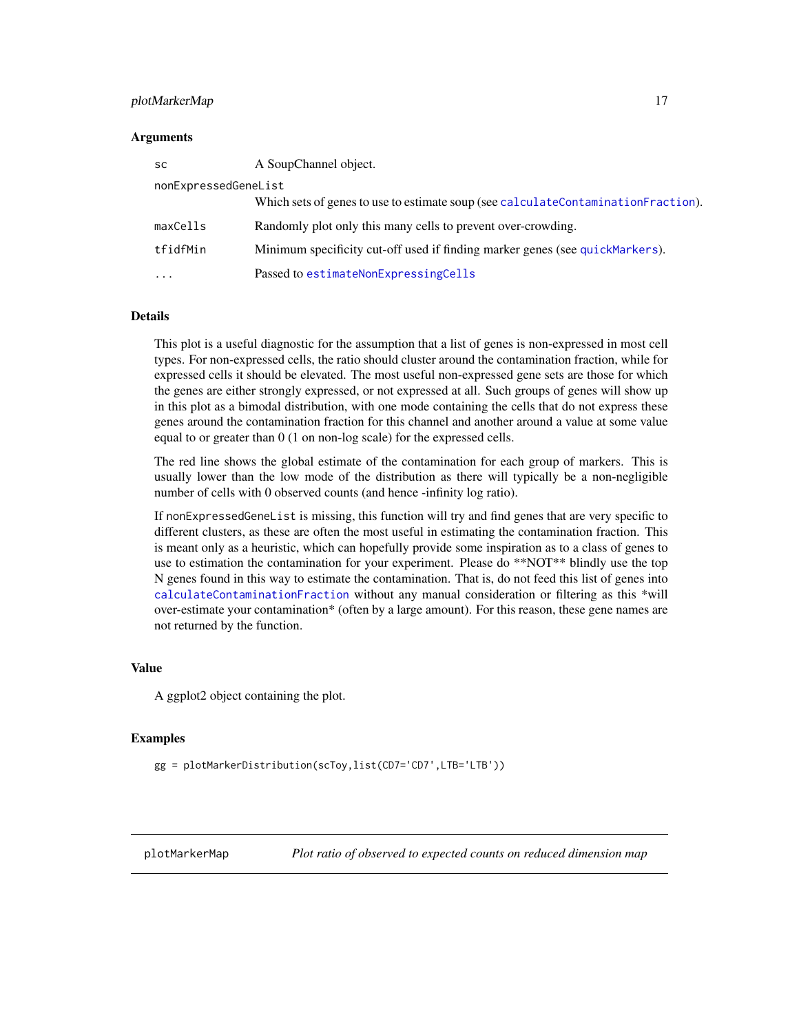### Arguments

| | |
|---|---|
| `sc` | A SoupChannel object. |
| `nonExpressedGeneList` | Which sets of genes to use to estimate soup (see `calculateContaminationFraction`). |
| `maxCells` | Randomly plot only this many cells to prevent over-crowding. |
| `tfidfMin` | Minimum specificity cut-off used if finding marker genes (see `quickMarkers`). |
| `...` | Passed to `estimateNonExpressingCells` |

### Details

This plot is a useful diagnostic for the assumption that a list of genes is non-expressed in most cell types. For non-expressed cells, the ratio should cluster around the contamination fraction, while for expressed cells it should be elevated. The most useful non-expressed gene sets are those for which the genes are either strongly expressed, or not expressed at all. Such groups of genes will show up in this plot as a bimodal distribution, with one mode containing the cells that do not express these genes around the contamination fraction for this channel and another around a value at some value equal to or greater than 0 (1 on non-log scale) for the expressed cells.

The red line shows the global estimate of the contamination for each group of markers. This is usually lower than the low mode of the distribution as there will typically be a non-negligible number of cells with 0 observed counts (and hence -infinity log ratio).

If `nonExpressedGeneList` is missing, this function will try and find genes that are very specific to different clusters, as these are often the most useful in estimating the contamination fraction. This is meant only as a heuristic, which can hopefully provide some inspiration as to a class of genes to use to estimation the contamination for your experiment. Please do **NOT** blindly use the top N genes found in this way to estimate the contamination. That is, do not feed this list of genes into `calculateContaminationFraction` without any manual consideration or filtering as this *will over-estimate your contamination* (often by a large amount). For this reason, these gene names are not returned by the function.

### Value

A ggplot2 object containing the plot.

### Examples

```
gg = plotMarkerDistribution(scToy,list(CD7='CD7',LTB='LTB'))
```

---

## plotMarkerMap — *Plot ratio of observed to expected counts on reduced dimension map*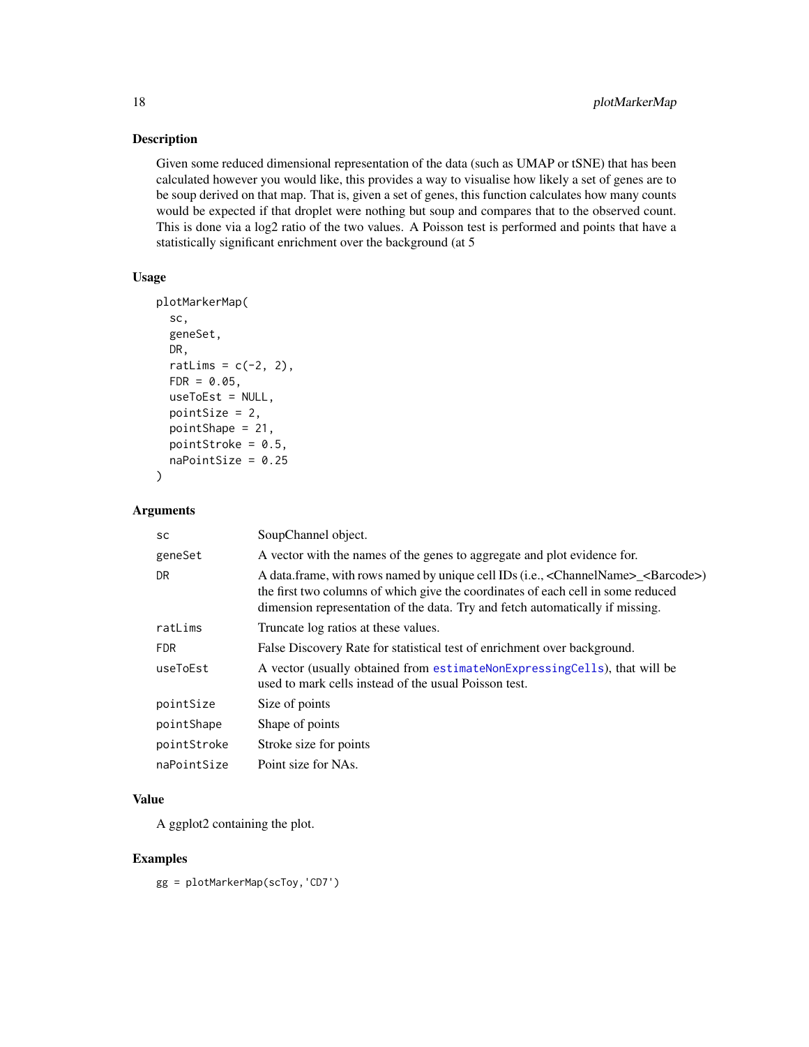## Description

Given some reduced dimensional representation of the data (such as UMAP or tSNE) that has been calculated however you would like, this provides a way to visualise how likely a set of genes are to be soup derived on that map. That is, given a set of genes, this function calculates how many counts would be expected if that droplet were nothing but soup and compares that to the observed count. This is done via a log2 ratio of the two values. A Poisson test is performed and points that have a statistically significant enrichment over the background (at 5

## Usage

```
plotMarkerMap(
  sc,
  geneSet,
  DR,
  ratLims = c(-2, 2),
  FDR = 0.05,
  useToEst = NULL,
  pointSize = 2,
  pointShape = 21,
  pointStroke = 0.5,
  naPointSize = 0.25
)
```

## Arguments

| | |
|---|---|
| `sc` | SoupChannel object. |
| `geneSet` | A vector with the names of the genes to aggregate and plot evidence for. |
| `DR` | A data.frame, with rows named by unique cell IDs (i.e., <ChannelName>_<Barcode>) the first two columns of which give the coordinates of each cell in some reduced dimension representation of the data. Try and fetch automatically if missing. |
| `ratLims` | Truncate log ratios at these values. |
| `FDR` | False Discovery Rate for statistical test of enrichment over background. |
| `useToEst` | A vector (usually obtained from `estimateNonExpressingCells`), that will be used to mark cells instead of the usual Poisson test. |
| `pointSize` | Size of points |
| `pointShape` | Shape of points |
| `pointStroke` | Stroke size for points |
| `naPointSize` | Point size for NAs. |

## Value

A ggplot2 containing the plot.

## Examples

```
gg = plotMarkerMap(scToy,'CD7')
```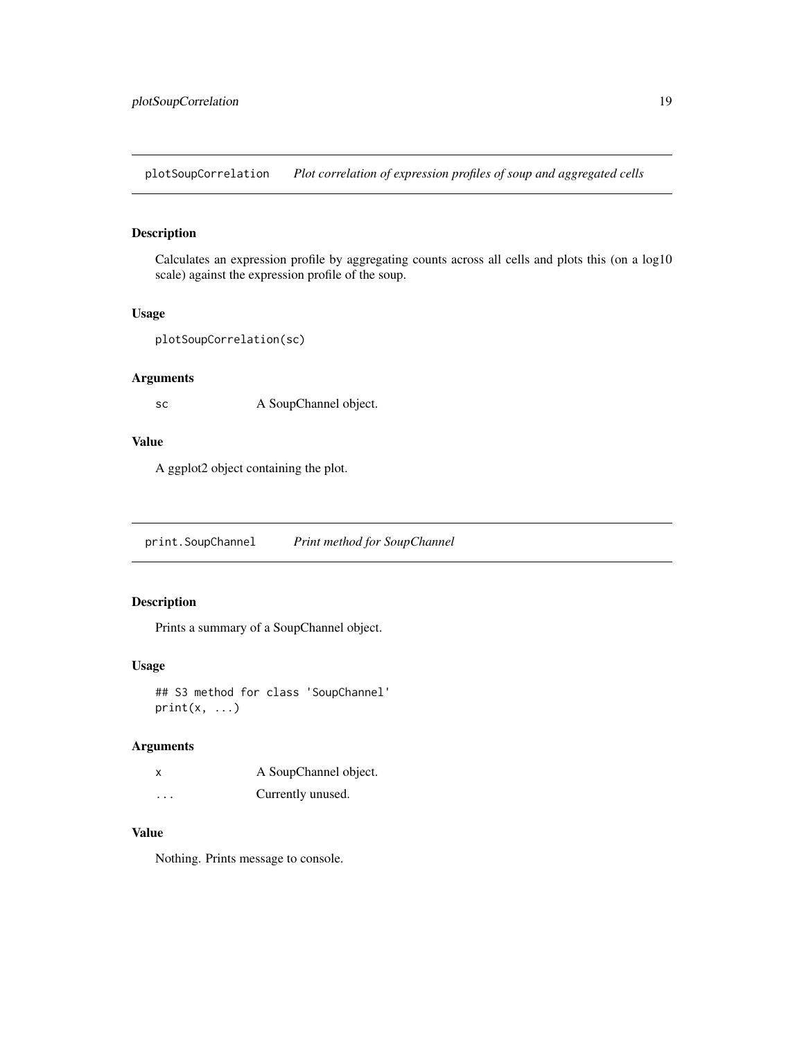## plotSoupCorrelation *Plot correlation of expression profiles of soup and aggregated cells*

### Description

Calculates an expression profile by aggregating counts across all cells and plots this (on a log10 scale) against the expression profile of the soup.

### Usage

```
plotSoupCorrelation(sc)
```

### Arguments

| | |
|---|---|
| sc | A SoupChannel object. |

### Value

A ggplot2 object containing the plot.

## print.SoupChannel *Print method for SoupChannel*

### Description

Prints a summary of a SoupChannel object.

### Usage

```
## S3 method for class 'SoupChannel'
print(x, ...)
```

### Arguments

| | |
|---|---|
| x | A SoupChannel object. |
| ... | Currently unused. |

### Value

Nothing. Prints message to console.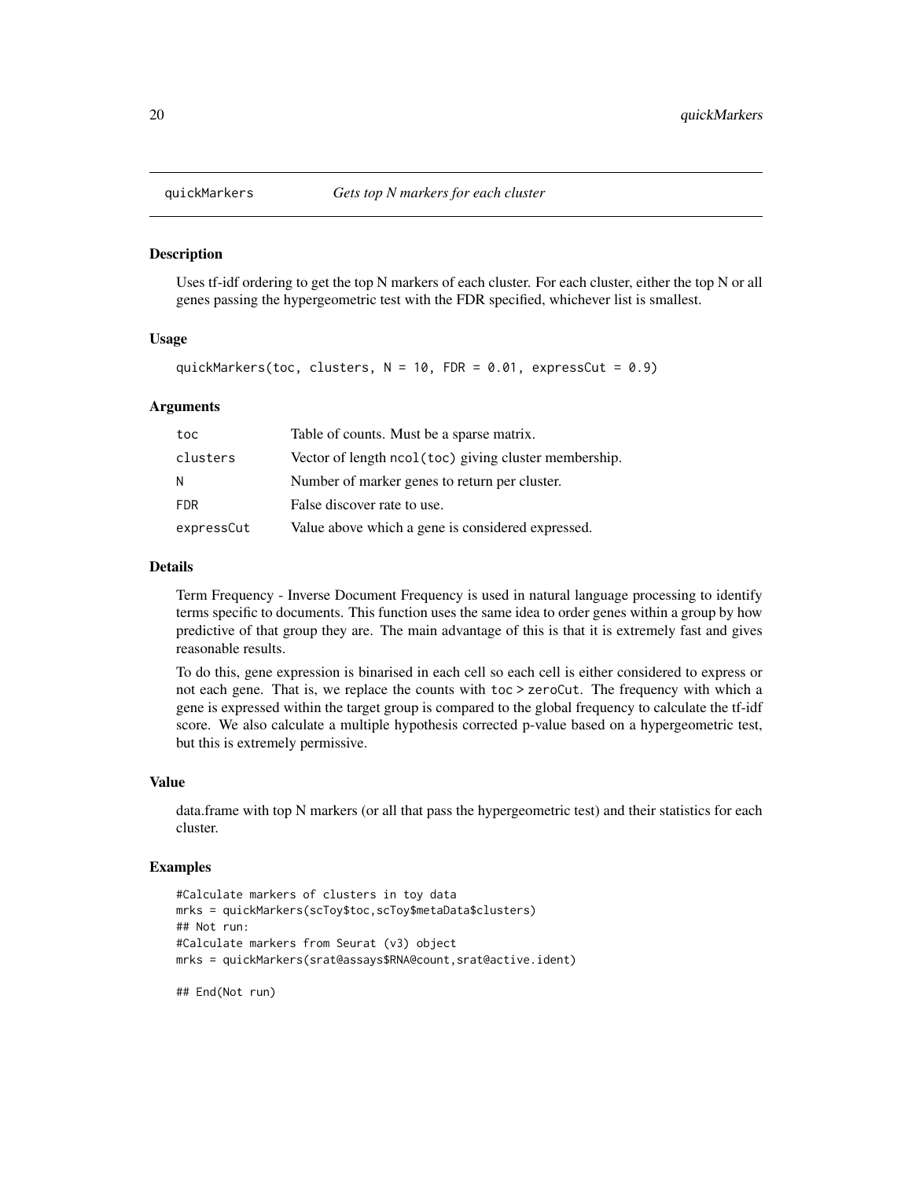# quickMarkers — *Gets top N markers for each cluster*

## Description

Uses tf-idf ordering to get the top N markers of each cluster. For each cluster, either the top N or all genes passing the hypergeometric test with the FDR specified, whichever list is smallest.

## Usage

```
quickMarkers(toc, clusters, N = 10, FDR = 0.01, expressCut = 0.9)
```

## Arguments

| Argument | Description |
|---|---|
| `toc` | Table of counts. Must be a sparse matrix. |
| `clusters` | Vector of length `ncol(toc)` giving cluster membership. |
| `N` | Number of marker genes to return per cluster. |
| `FDR` | False discover rate to use. |
| `expressCut` | Value above which a gene is considered expressed. |

## Details

Term Frequency - Inverse Document Frequency is used in natural language processing to identify terms specific to documents. This function uses the same idea to order genes within a group by how predictive of that group they are. The main advantage of this is that it is extremely fast and gives reasonable results.

To do this, gene expression is binarised in each cell so each cell is either considered to express or not each gene. That is, we replace the counts with `toc > zeroCut`. The frequency with which a gene is expressed within the target group is compared to the global frequency to calculate the tf-idf score. We also calculate a multiple hypothesis corrected p-value based on a hypergeometric test, but this is extremely permissive.

## Value

data.frame with top N markers (or all that pass the hypergeometric test) and their statistics for each cluster.

## Examples

```
#Calculate markers of clusters in toy data
mrks = quickMarkers(scToy$toc,scToy$metaData$clusters)
## Not run:
#Calculate markers from Seurat (v3) object
mrks = quickMarkers(srat@assays$RNA@count,srat@active.ident)

## End(Not run)
```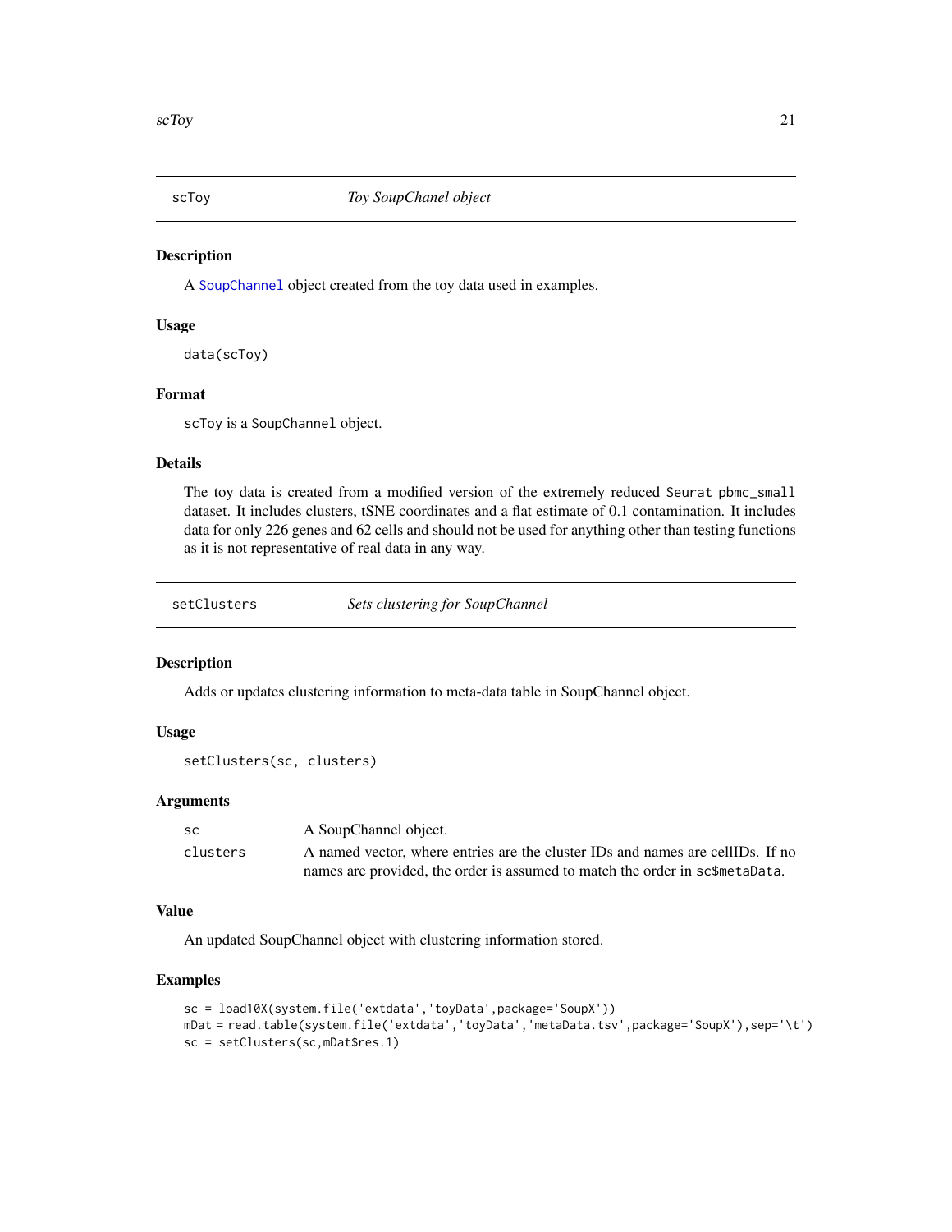## scToy — *Toy SoupChanel object*

### Description

A SoupChannel object created from the toy data used in examples.

### Usage

```
data(scToy)
```

### Format

scToy is a SoupChannel object.

### Details

The toy data is created from a modified version of the extremely reduced Seurat pbmc_small dataset. It includes clusters, tSNE coordinates and a flat estimate of 0.1 contamination. It includes data for only 226 genes and 62 cells and should not be used for anything other than testing functions as it is not representative of real data in any way.

## setClusters — *Sets clustering for SoupChannel*

### Description

Adds or updates clustering information to meta-data table in SoupChannel object.

### Usage

```
setClusters(sc, clusters)
```

### Arguments

| | |
|---|---|
| sc | A SoupChannel object. |
| clusters | A named vector, where entries are the cluster IDs and names are cellIDs. If no names are provided, the order is assumed to match the order in sc$metaData. |

### Value

An updated SoupChannel object with clustering information stored.

### Examples

```
sc = load10X(system.file('extdata','toyData',package='SoupX'))
mDat = read.table(system.file('extdata','toyData','metaData.tsv',package='SoupX'),sep='\t')
sc = setClusters(sc,mDat$res.1)
```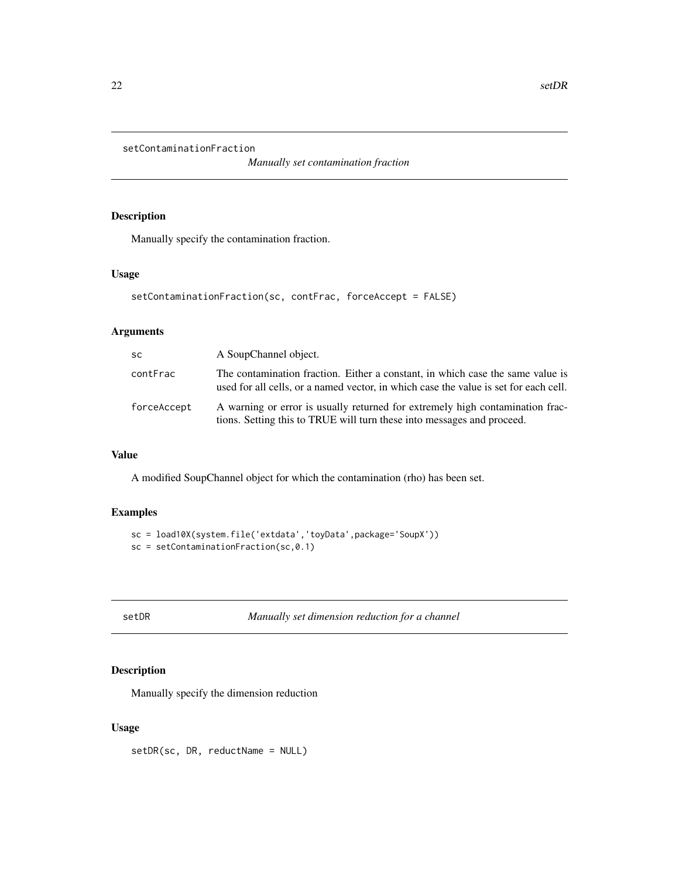## setContaminationFraction

*Manually set contamination fraction*

### Description

Manually specify the contamination fraction.

### Usage

```
setContaminationFraction(sc, contFrac, forceAccept = FALSE)
```

### Arguments

| | |
|---|---|
| sc | A SoupChannel object. |
| contFrac | The contamination fraction. Either a constant, in which case the same value is used for all cells, or a named vector, in which case the value is set for each cell. |
| forceAccept | A warning or error is usually returned for extremely high contamination fractions. Setting this to TRUE will turn these into messages and proceed. |

### Value

A modified SoupChannel object for which the contamination (rho) has been set.

### Examples

```
sc = load10X(system.file('extdata','toyData',package='SoupX'))
sc = setContaminationFraction(sc,0.1)
```

## setDR

*Manually set dimension reduction for a channel*

### Description

Manually specify the dimension reduction

### Usage

```
setDR(sc, DR, reductName = NULL)
```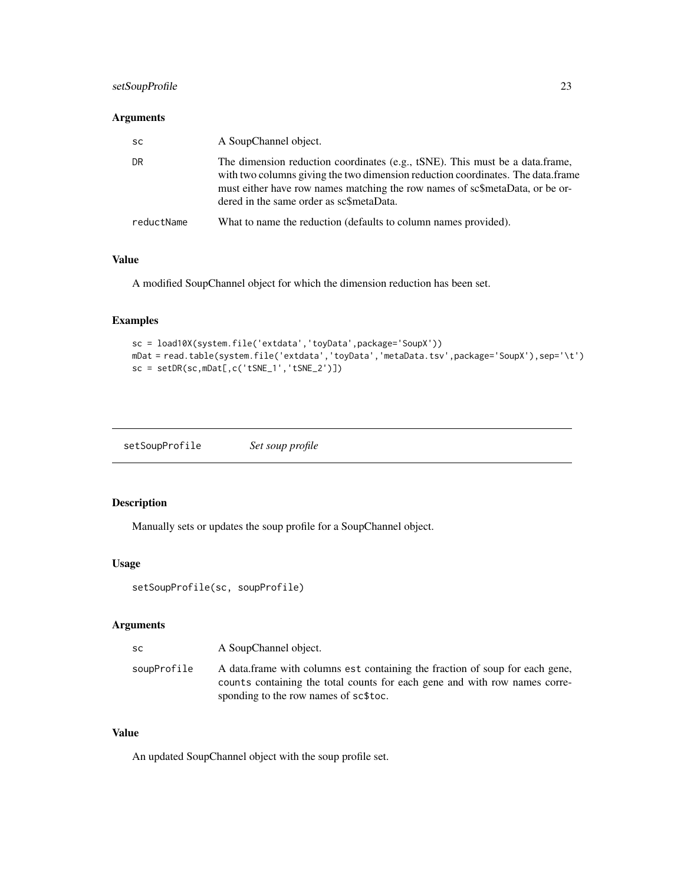## Arguments

| | |
|---|---|
| sc | A SoupChannel object. |
| DR | The dimension reduction coordinates (e.g., tSNE). This must be a data.frame, with two columns giving the two dimension reduction coordinates. The data.frame must either have row names matching the row names of sc$metaData, or be ordered in the same order as sc$metaData. |
| reductName | What to name the reduction (defaults to column names provided). |

## Value

A modified SoupChannel object for which the dimension reduction has been set.

## Examples

```
sc = load10X(system.file('extdata','toyData',package='SoupX'))
mDat = read.table(system.file('extdata','toyData','metaData.tsv',package='SoupX'),sep='\t')
sc = setDR(sc,mDat[,c('tSNE_1','tSNE_2')])
```

---

# setSoupProfile *Set soup profile*

---

## Description

Manually sets or updates the soup profile for a SoupChannel object.

## Usage

```
setSoupProfile(sc, soupProfile)
```

## Arguments

| | |
|---|---|
| sc | A SoupChannel object. |
| soupProfile | A data.frame with columns `est` containing the fraction of soup for each gene, `counts` containing the total counts for each gene and with row names corresponding to the row names of `sc$toc`. |

## Value

An updated SoupChannel object with the soup profile set.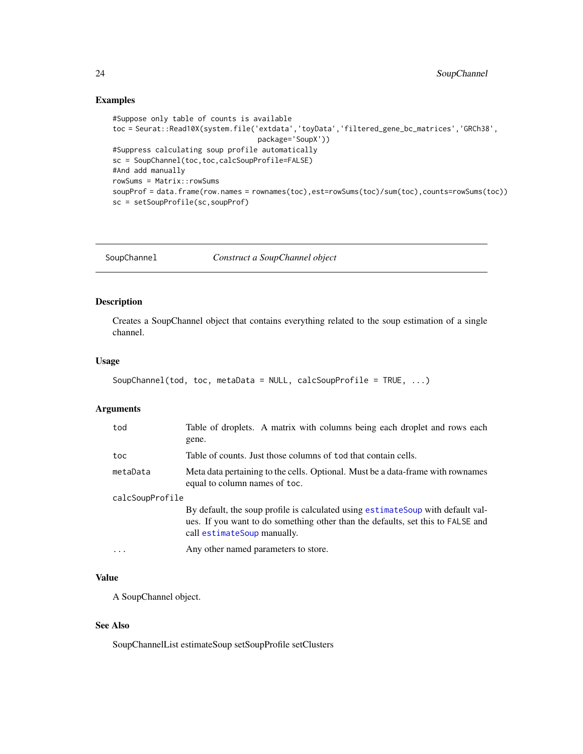## Examples

```
#Suppose only table of counts is available
toc = Seurat::Read10X(system.file('extdata','toyData','filtered_gene_bc_matrices','GRCh38',
                                  package='SoupX'))
#Suppress calculating soup profile automatically
sc = SoupChannel(toc,toc,calcSoupProfile=FALSE)
#And add manually
rowSums = Matrix::rowSums
soupProf = data.frame(row.names = rownames(toc),est=rowSums(toc)/sum(toc),counts=rowSums(toc))
sc = setSoupProfile(sc,soupProf)
```

---

# SoupChannel — *Construct a SoupChannel object*

---

## Description

Creates a SoupChannel object that contains everything related to the soup estimation of a single channel.

## Usage

```
SoupChannel(tod, toc, metaData = NULL, calcSoupProfile = TRUE, ...)
```

## Arguments

| | |
|---|---|
| `tod` | Table of droplets. A matrix with columns being each droplet and rows each gene. |
| `toc` | Table of counts. Just those columns of `tod` that contain cells. |
| `metaData` | Meta data pertaining to the cells. Optional. Must be a data-frame with rownames equal to column names of `toc`. |
| `calcSoupProfile` | By default, the soup profile is calculated using `estimateSoup` with default values. If you want to do something other than the defaults, set this to `FALSE` and call `estimateSoup` manually. |
| `...` | Any other named parameters to store. |

## Value

A SoupChannel object.

## See Also

SoupChannelList estimateSoup setSoupProfile setClusters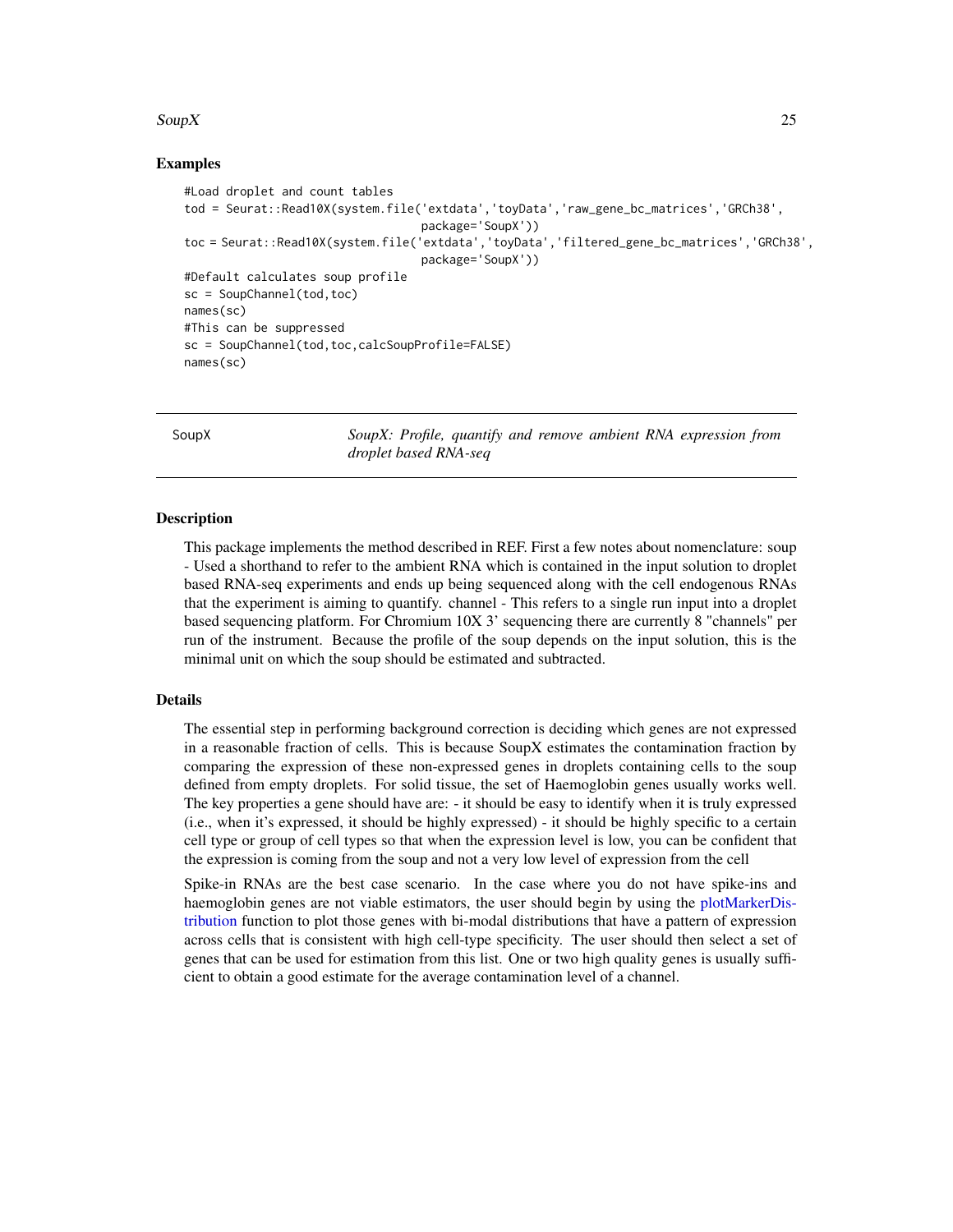### Examples

```
#Load droplet and count tables
tod = Seurat::Read10X(system.file('extdata','toyData','raw_gene_bc_matrices','GRCh38',
                                  package='SoupX'))
toc = Seurat::Read10X(system.file('extdata','toyData','filtered_gene_bc_matrices','GRCh38',
                                  package='SoupX'))
#Default calculates soup profile
sc = SoupChannel(tod,toc)
names(sc)
#This can be suppressed
sc = SoupChannel(tod,toc,calcSoupProfile=FALSE)
names(sc)
```

---

## SoupX — *SoupX: Profile, quantify and remove ambient RNA expression from droplet based RNA-seq*

### Description

This package implements the method described in REF. First a few notes about nomenclature: soup - Used a shorthand to refer to the ambient RNA which is contained in the input solution to droplet based RNA-seq experiments and ends up being sequenced along with the cell endogenous RNAs that the experiment is aiming to quantify. channel - This refers to a single run input into a droplet based sequencing platform. For Chromium 10X 3' sequencing there are currently 8 "channels" per run of the instrument. Because the profile of the soup depends on the input solution, this is the minimal unit on which the soup should be estimated and subtracted.

### Details

The essential step in performing background correction is deciding which genes are not expressed in a reasonable fraction of cells. This is because SoupX estimates the contamination fraction by comparing the expression of these non-expressed genes in droplets containing cells to the soup defined from empty droplets. For solid tissue, the set of Haemoglobin genes usually works well. The key properties a gene should have are: - it should be easy to identify when it is truly expressed (i.e., when it's expressed, it should be highly expressed) - it should be highly specific to a certain cell type or group of cell types so that when the expression level is low, you can be confident that the expression is coming from the soup and not a very low level of expression from the cell

Spike-in RNAs are the best case scenario. In the case where you do not have spike-ins and haemoglobin genes are not viable estimators, the user should begin by using the plotMarkerDistribution function to plot those genes with bi-modal distributions that have a pattern of expression across cells that is consistent with high cell-type specificity. The user should then select a set of genes that can be used for estimation from this list. One or two high quality genes is usually sufficient to obtain a good estimate for the average contamination level of a channel.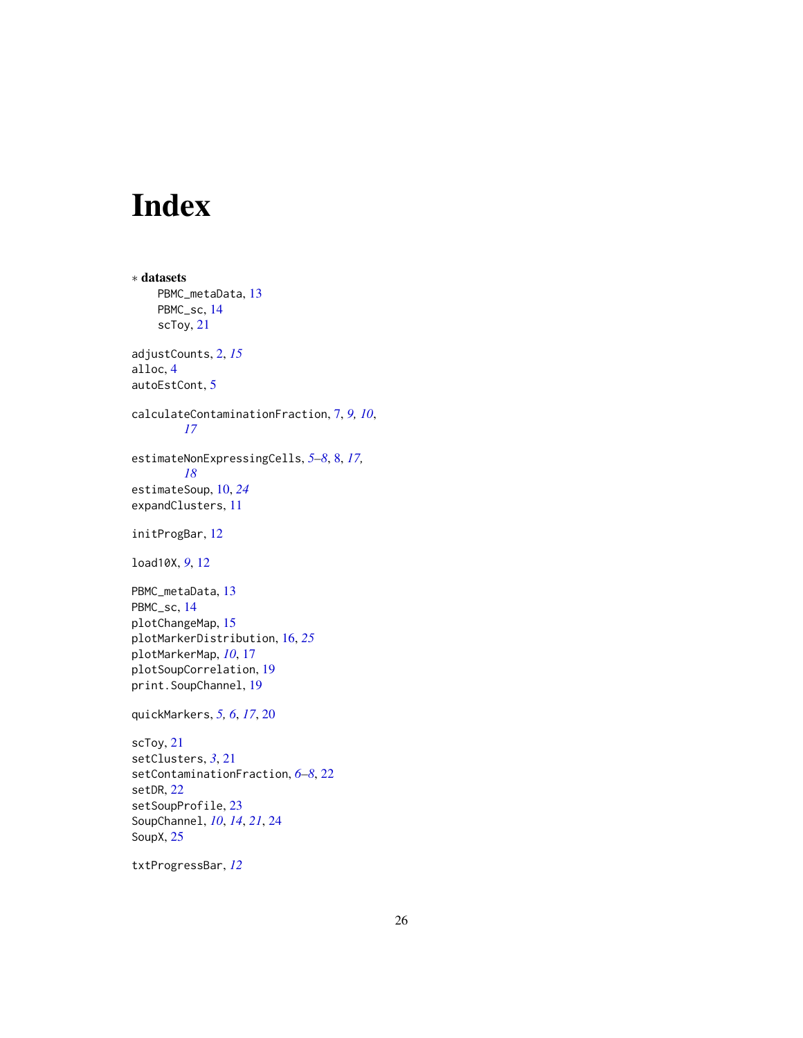# Index

∗ **datasets**
- PBMC_metaData, 13
- PBMC_sc, 14
- scToy, 21

adjustCounts, 2, *15*
alloc, 4
autoEstCont, 5

calculateContaminationFraction, 7, *9, 10*, *17*

estimateNonExpressingCells, *5–8*, 8, *17, 18*
estimateSoup, 10, *24*
expandClusters, 11

initProgBar, 12

load10X, *9*, 12

PBMC_metaData, 13
PBMC_sc, 14
plotChangeMap, 15
plotMarkerDistribution, 16, *25*
plotMarkerMap, *10*, 17
plotSoupCorrelation, 19
print.SoupChannel, 19

quickMarkers, *5, 6*, *17*, 20

scToy, 21
setClusters, *3*, 21
setContaminationFraction, *6–8*, 22
setDR, 22
setSoupProfile, 23
SoupChannel, *10*, *14*, *21*, 24
SoupX, 25

txtProgressBar, *12*